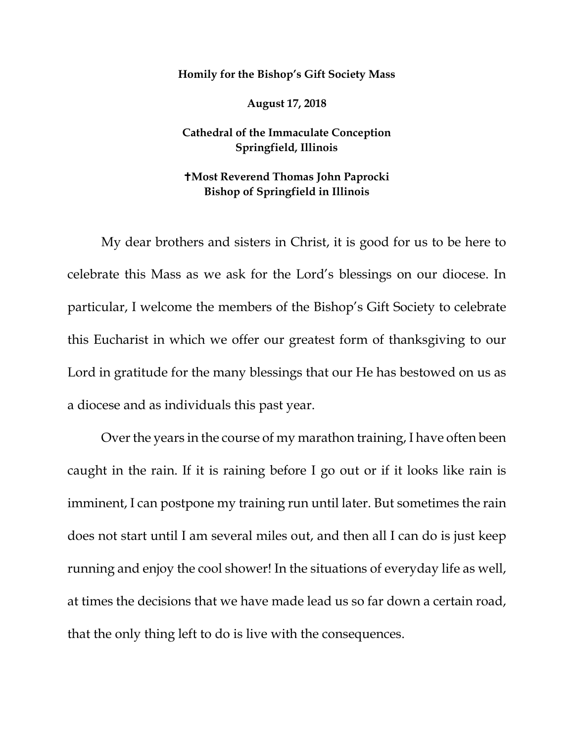**Homily for the Bishop's Gift Society Mass**

**August 17, 2018**

**Cathedral of the Immaculate Conception**
**Springfield, Illinois**

**✝Most Reverend Thomas John Paprocki**
**Bishop of Springfield in Illinois**

My dear brothers and sisters in Christ, it is good for us to be here to celebrate this Mass as we ask for the Lord's blessings on our diocese. In particular, I welcome the members of the Bishop's Gift Society to celebrate this Eucharist in which we offer our greatest form of thanksgiving to our Lord in gratitude for the many blessings that our He has bestowed on us as a diocese and as individuals this past year.

Over the years in the course of my marathon training, I have often been caught in the rain. If it is raining before I go out or if it looks like rain is imminent, I can postpone my training run until later. But sometimes the rain does not start until I am several miles out, and then all I can do is just keep running and enjoy the cool shower! In the situations of everyday life as well, at times the decisions that we have made lead us so far down a certain road, that the only thing left to do is live with the consequences.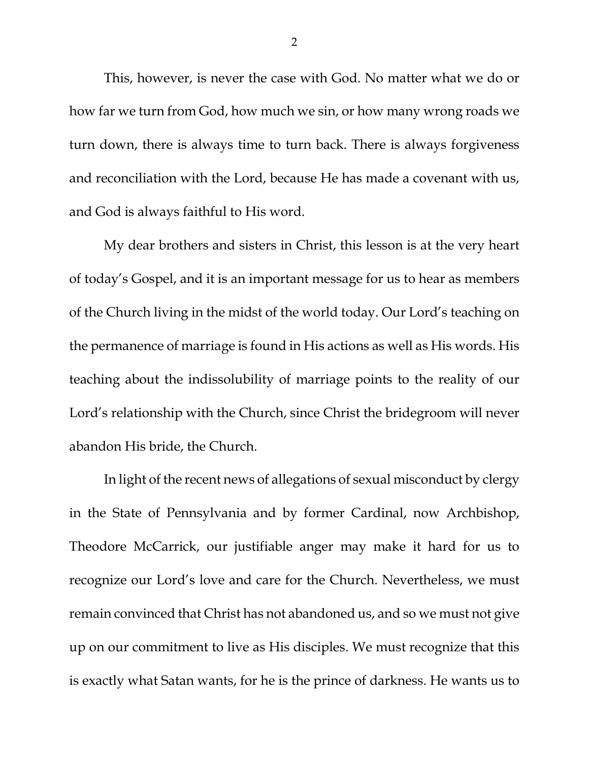This, however, is never the case with God. No matter what we do or how far we turn from God, how much we sin, or how many wrong roads we turn down, there is always time to turn back. There is always forgiveness and reconciliation with the Lord, because He has made a covenant with us, and God is always faithful to His word.

My dear brothers and sisters in Christ, this lesson is at the very heart of today's Gospel, and it is an important message for us to hear as members of the Church living in the midst of the world today. Our Lord's teaching on the permanence of marriage is found in His actions as well as His words. His teaching about the indissolubility of marriage points to the reality of our Lord's relationship with the Church, since Christ the bridegroom will never abandon His bride, the Church.

In light of the recent news of allegations of sexual misconduct by clergy in the State of Pennsylvania and by former Cardinal, now Archbishop, Theodore McCarrick, our justifiable anger may make it hard for us to recognize our Lord's love and care for the Church. Nevertheless, we must remain convinced that Christ has not abandoned us, and so we must not give up on our commitment to live as His disciples. We must recognize that this is exactly what Satan wants, for he is the prince of darkness. He wants us to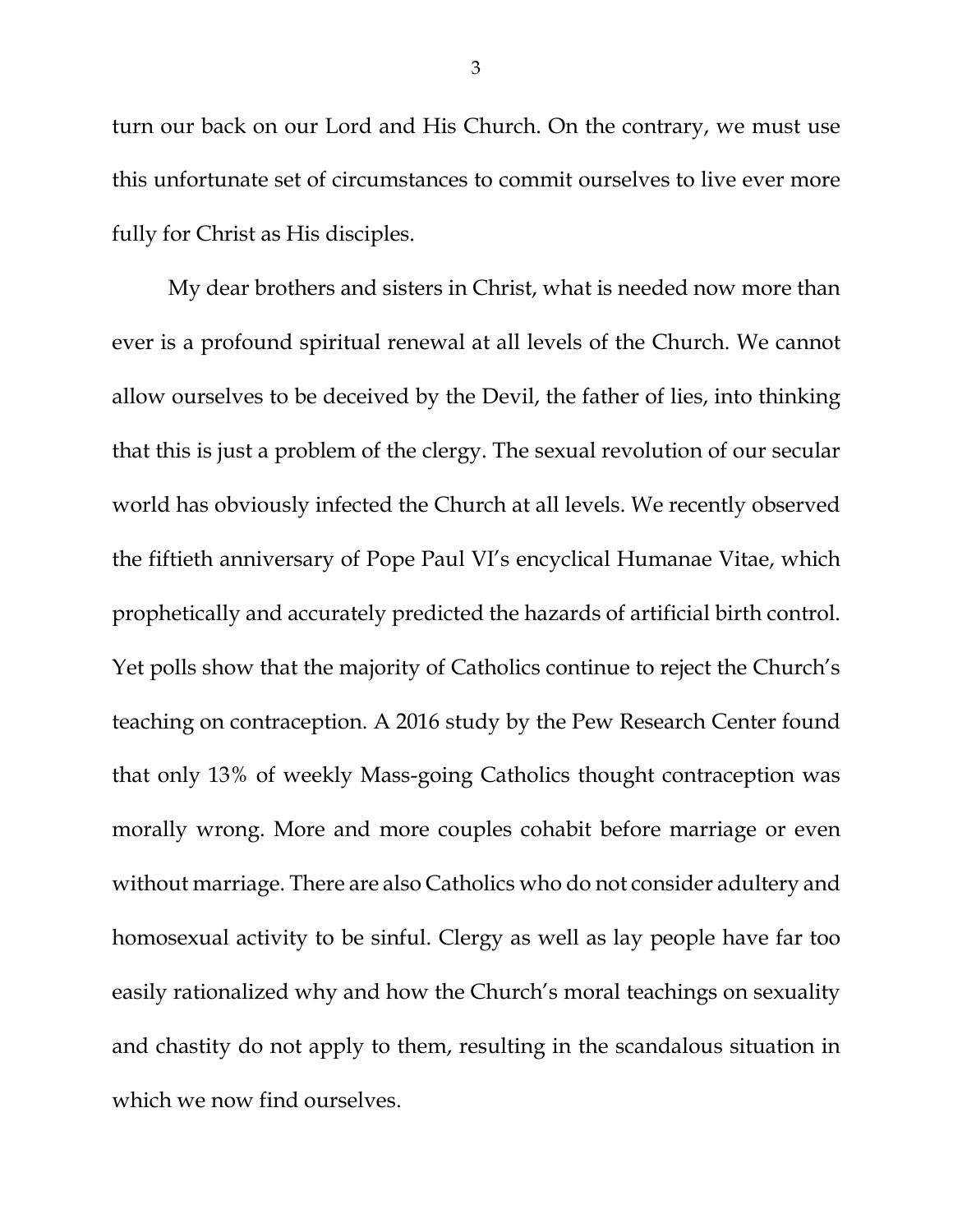turn our back on our Lord and His Church. On the contrary, we must use this unfortunate set of circumstances to commit ourselves to live ever more fully for Christ as His disciples.

My dear brothers and sisters in Christ, what is needed now more than ever is a profound spiritual renewal at all levels of the Church. We cannot allow ourselves to be deceived by the Devil, the father of lies, into thinking that this is just a problem of the clergy. The sexual revolution of our secular world has obviously infected the Church at all levels. We recently observed the fiftieth anniversary of Pope Paul VI's encyclical Humanae Vitae, which prophetically and accurately predicted the hazards of artificial birth control. Yet polls show that the majority of Catholics continue to reject the Church's teaching on contraception. A 2016 study by the Pew Research Center found that only 13% of weekly Mass-going Catholics thought contraception was morally wrong. More and more couples cohabit before marriage or even without marriage. There are also Catholics who do not consider adultery and homosexual activity to be sinful. Clergy as well as lay people have far too easily rationalized why and how the Church's moral teachings on sexuality and chastity do not apply to them, resulting in the scandalous situation in which we now find ourselves.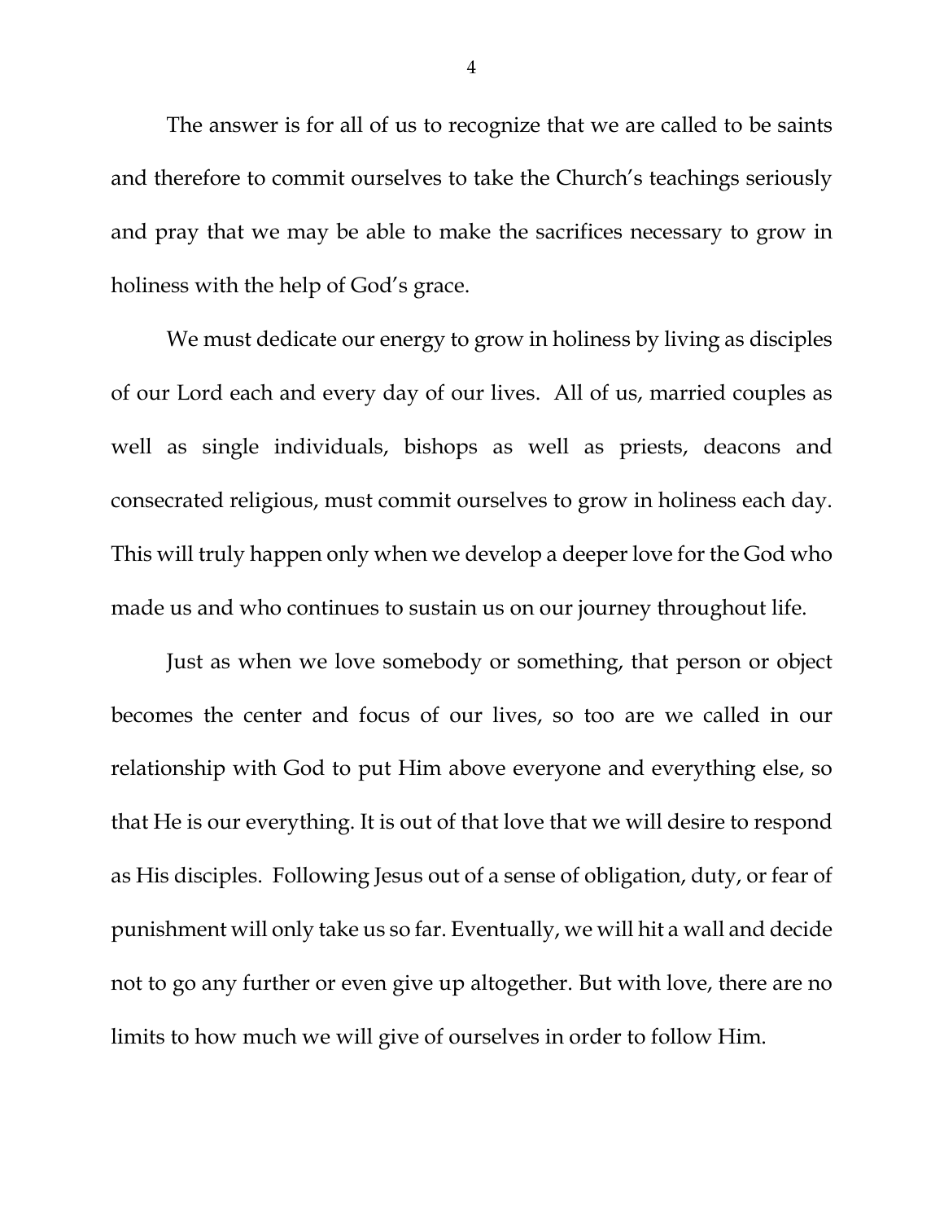The answer is for all of us to recognize that we are called to be saints and therefore to commit ourselves to take the Church's teachings seriously and pray that we may be able to make the sacrifices necessary to grow in holiness with the help of God's grace.

We must dedicate our energy to grow in holiness by living as disciples of our Lord each and every day of our lives. All of us, married couples as well as single individuals, bishops as well as priests, deacons and consecrated religious, must commit ourselves to grow in holiness each day. This will truly happen only when we develop a deeper love for the God who made us and who continues to sustain us on our journey throughout life.

Just as when we love somebody or something, that person or object becomes the center and focus of our lives, so too are we called in our relationship with God to put Him above everyone and everything else, so that He is our everything. It is out of that love that we will desire to respond as His disciples. Following Jesus out of a sense of obligation, duty, or fear of punishment will only take us so far. Eventually, we will hit a wall and decide not to go any further or even give up altogether. But with love, there are no limits to how much we will give of ourselves in order to follow Him.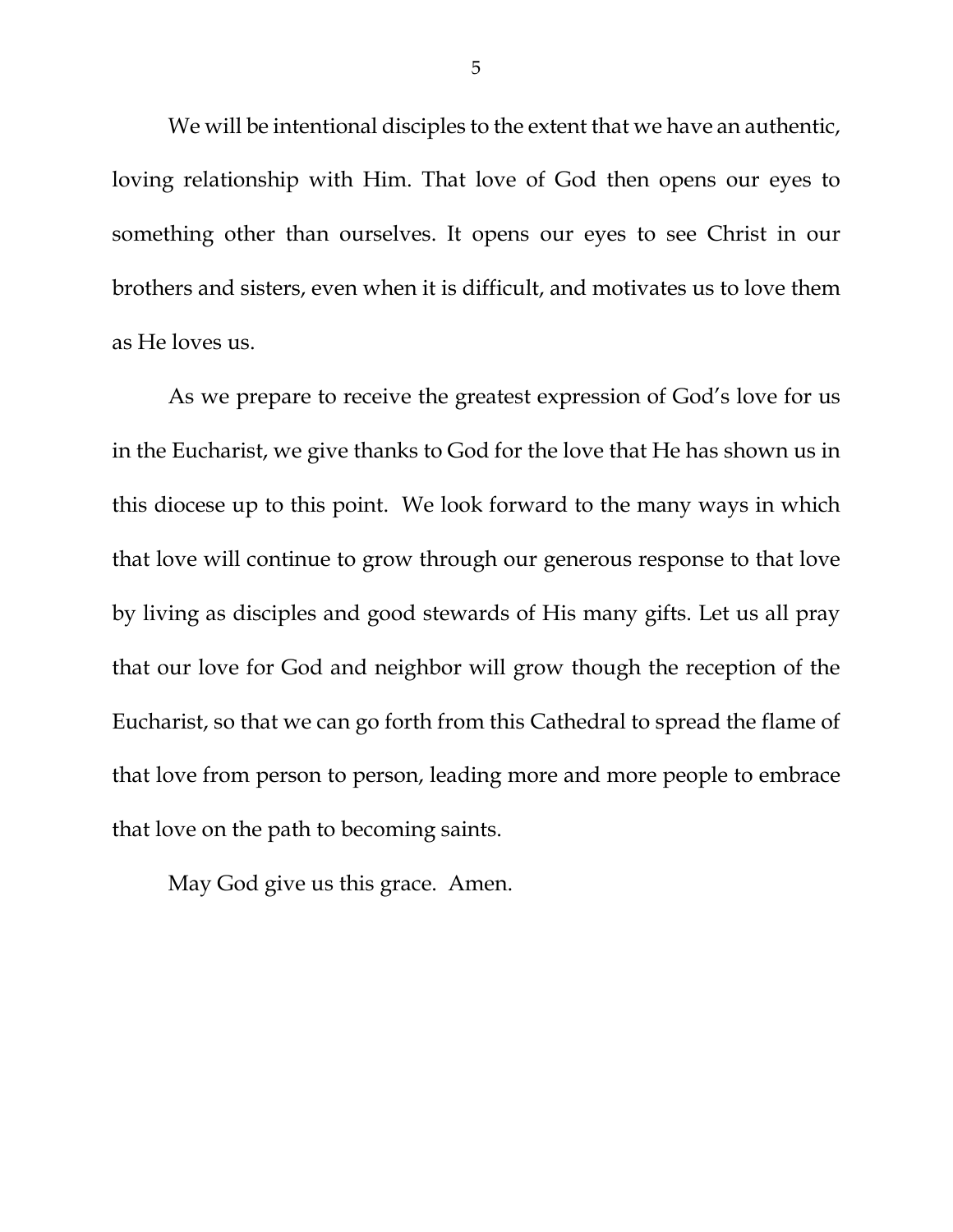We will be intentional disciples to the extent that we have an authentic, loving relationship with Him. That love of God then opens our eyes to something other than ourselves. It opens our eyes to see Christ in our brothers and sisters, even when it is difficult, and motivates us to love them as He loves us.

As we prepare to receive the greatest expression of God's love for us in the Eucharist, we give thanks to God for the love that He has shown us in this diocese up to this point. We look forward to the many ways in which that love will continue to grow through our generous response to that love by living as disciples and good stewards of His many gifts. Let us all pray that our love for God and neighbor will grow though the reception of the Eucharist, so that we can go forth from this Cathedral to spread the flame of that love from person to person, leading more and more people to embrace that love on the path to becoming saints.

May God give us this grace. Amen.